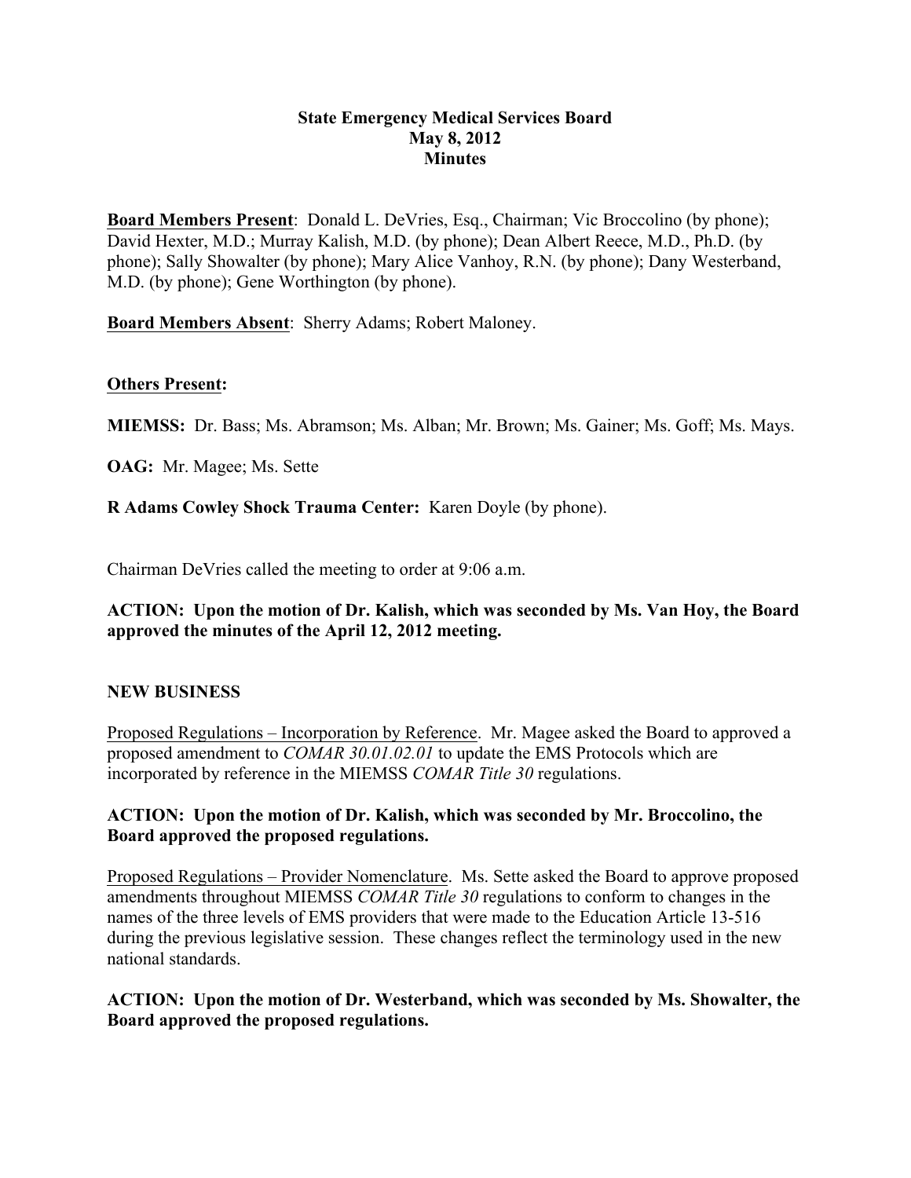**State Emergency Medical Services Board**
**May 8, 2012**
**Minutes**

**Board Members Present**: Donald L. DeVries, Esq., Chairman; Vic Broccolino (by phone); David Hexter, M.D.; Murray Kalish, M.D. (by phone); Dean Albert Reece, M.D., Ph.D. (by phone); Sally Showalter (by phone); Mary Alice Vanhoy, R.N. (by phone); Dany Westerband, M.D. (by phone); Gene Worthington (by phone).

**Board Members Absent**: Sherry Adams; Robert Maloney.

**Others Present:**

**MIEMSS:** Dr. Bass; Ms. Abramson; Ms. Alban; Mr. Brown; Ms. Gainer; Ms. Goff; Ms. Mays.

**OAG:** Mr. Magee; Ms. Sette

**R Adams Cowley Shock Trauma Center:** Karen Doyle (by phone).

Chairman DeVries called the meeting to order at 9:06 a.m.

**ACTION: Upon the motion of Dr. Kalish, which was seconded by Ms. Van Hoy, the Board approved the minutes of the April 12, 2012 meeting.**

**NEW BUSINESS**

Proposed Regulations – Incorporation by Reference. Mr. Magee asked the Board to approved a proposed amendment to *COMAR 30.01.02.01* to update the EMS Protocols which are incorporated by reference in the MIEMSS *COMAR Title 30* regulations.

**ACTION: Upon the motion of Dr. Kalish, which was seconded by Mr. Broccolino, the Board approved the proposed regulations.**

Proposed Regulations – Provider Nomenclature. Ms. Sette asked the Board to approve proposed amendments throughout MIEMSS *COMAR Title 30* regulations to conform to changes in the names of the three levels of EMS providers that were made to the Education Article 13-516 during the previous legislative session. These changes reflect the terminology used in the new national standards.

**ACTION: Upon the motion of Dr. Westerband, which was seconded by Ms. Showalter, the Board approved the proposed regulations.**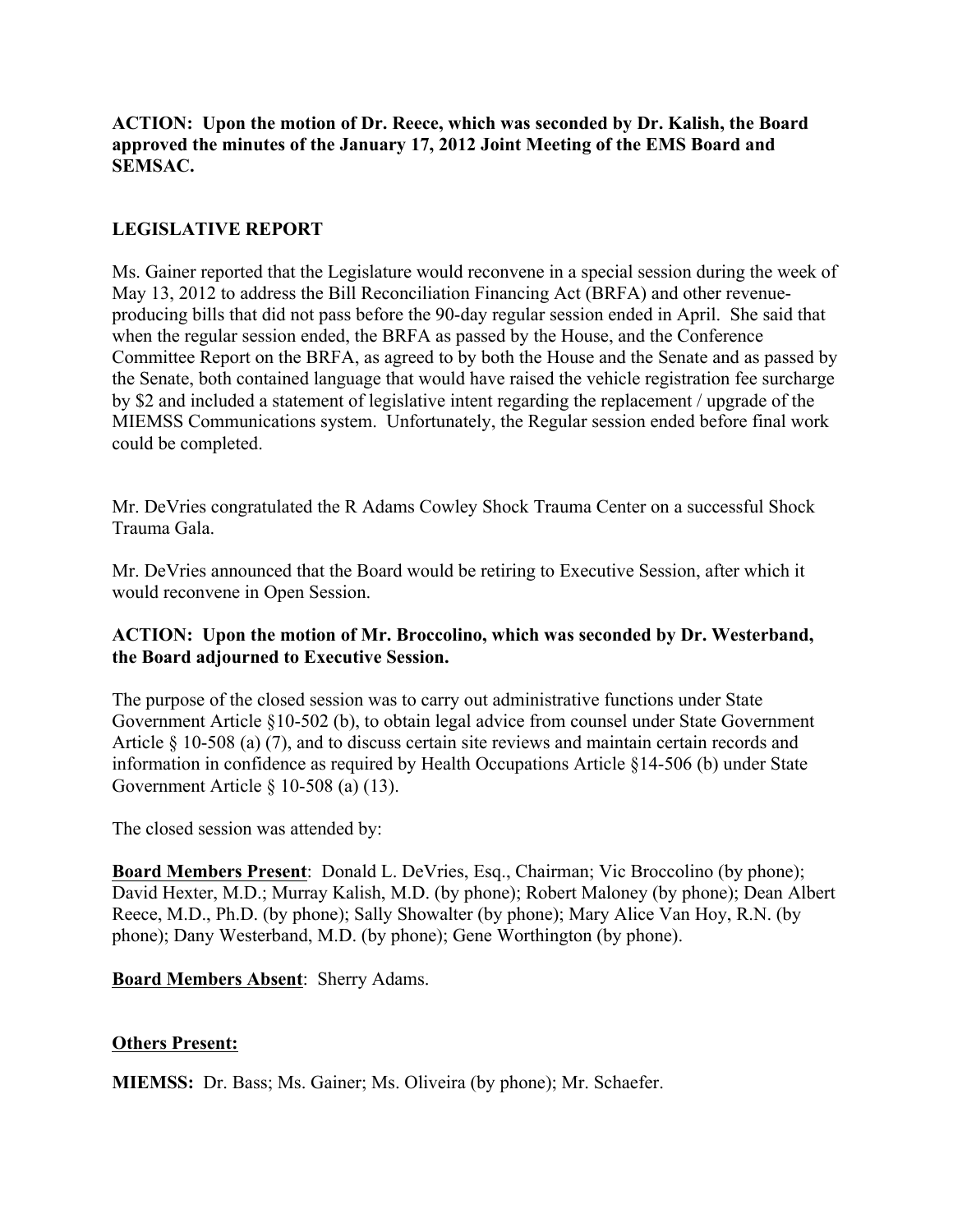**ACTION: Upon the motion of Dr. Reece, which was seconded by Dr. Kalish, the Board approved the minutes of the January 17, 2012 Joint Meeting of the EMS Board and SEMSAC.**

**LEGISLATIVE REPORT**

Ms. Gainer reported that the Legislature would reconvene in a special session during the week of May 13, 2012 to address the Bill Reconciliation Financing Act (BRFA) and other revenue-producing bills that did not pass before the 90-day regular session ended in April. She said that when the regular session ended, the BRFA as passed by the House, and the Conference Committee Report on the BRFA, as agreed to by both the House and the Senate and as passed by the Senate, both contained language that would have raised the vehicle registration fee surcharge by $2 and included a statement of legislative intent regarding the replacement / upgrade of the MIEMSS Communications system. Unfortunately, the Regular session ended before final work could be completed.

Mr. DeVries congratulated the R Adams Cowley Shock Trauma Center on a successful Shock Trauma Gala.

Mr. DeVries announced that the Board would be retiring to Executive Session, after which it would reconvene in Open Session.

**ACTION: Upon the motion of Mr. Broccolino, which was seconded by Dr. Westerband, the Board adjourned to Executive Session.**

The purpose of the closed session was to carry out administrative functions under State Government Article §10-502 (b), to obtain legal advice from counsel under State Government Article § 10-508 (a) (7), and to discuss certain site reviews and maintain certain records and information in confidence as required by Health Occupations Article §14-506 (b) under State Government Article § 10-508 (a) (13).

The closed session was attended by:

**Board Members Present**: Donald L. DeVries, Esq., Chairman; Vic Broccolino (by phone); David Hexter, M.D.; Murray Kalish, M.D. (by phone); Robert Maloney (by phone); Dean Albert Reece, M.D., Ph.D. (by phone); Sally Showalter (by phone); Mary Alice Van Hoy, R.N. (by phone); Dany Westerband, M.D. (by phone); Gene Worthington (by phone).

**Board Members Absent**: Sherry Adams.

**Others Present:**

**MIEMSS:** Dr. Bass; Ms. Gainer; Ms. Oliveira (by phone); Mr. Schaefer.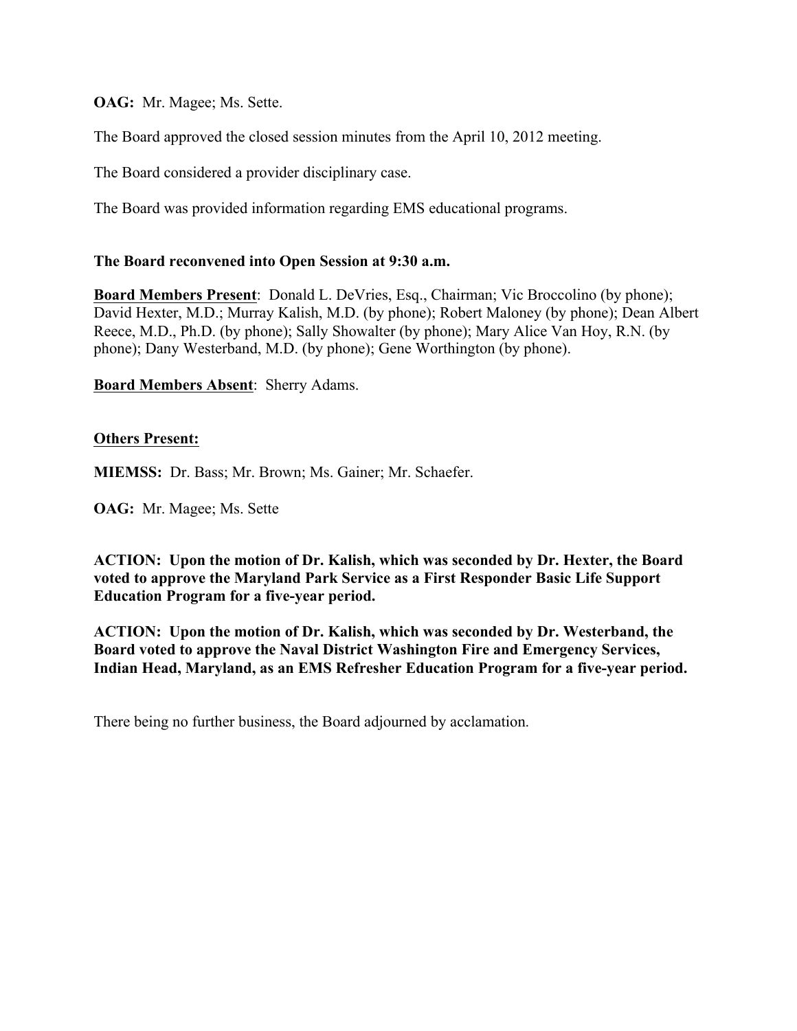**OAG:** Mr. Magee; Ms. Sette.

The Board approved the closed session minutes from the April 10, 2012 meeting.

The Board considered a provider disciplinary case.

The Board was provided information regarding EMS educational programs.

**The Board reconvened into Open Session at 9:30 a.m.**

**Board Members Present**: Donald L. DeVries, Esq., Chairman; Vic Broccolino (by phone); David Hexter, M.D.; Murray Kalish, M.D. (by phone); Robert Maloney (by phone); Dean Albert Reece, M.D., Ph.D. (by phone); Sally Showalter (by phone); Mary Alice Van Hoy, R.N. (by phone); Dany Westerband, M.D. (by phone); Gene Worthington (by phone).

**Board Members Absent**: Sherry Adams.

**Others Present:**

**MIEMSS:** Dr. Bass; Mr. Brown; Ms. Gainer; Mr. Schaefer.

**OAG:** Mr. Magee; Ms. Sette

**ACTION: Upon the motion of Dr. Kalish, which was seconded by Dr. Hexter, the Board voted to approve the Maryland Park Service as a First Responder Basic Life Support Education Program for a five-year period.**

**ACTION: Upon the motion of Dr. Kalish, which was seconded by Dr. Westerband, the Board voted to approve the Naval District Washington Fire and Emergency Services, Indian Head, Maryland, as an EMS Refresher Education Program for a five-year period.**

There being no further business, the Board adjourned by acclamation.